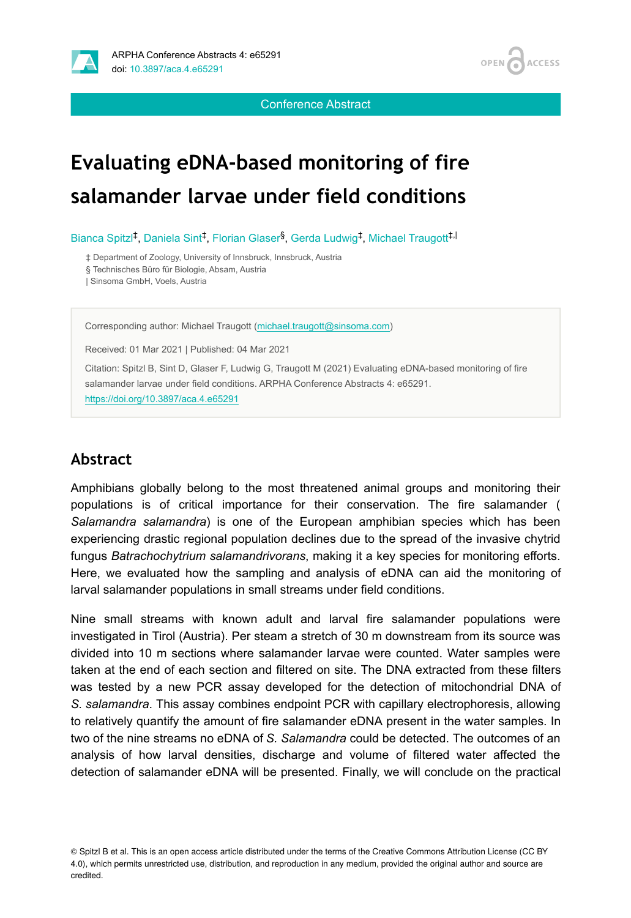# Evaluating eDNA-based monitoring of fire salamander larvae under field conditions

Bianca Spitzl[‡], Daniela Sint[‡], Florian Glaser[§], Gerda Ludwig[‡], Michael Traugott[‡,|]

‡ Department of Zoology, University of Innsbruck, Innsbruck, Austria
§ Technisches Büro für Biologie, Absam, Austria
| Sinsoma GmbH, Voels, Austria

Corresponding author: Michael Traugott (michael.traugott@sinsoma.com)

Received: 01 Mar 2021 | Published: 04 Mar 2021

Citation: Spitzl B, Sint D, Glaser F, Ludwig G, Traugott M (2021) Evaluating eDNA-based monitoring of fire salamander larvae under field conditions. ARPHA Conference Abstracts 4: e65291. https://doi.org/10.3897/aca.4.e65291

## Abstract

Amphibians globally belong to the most threatened animal groups and monitoring their populations is of critical importance for their conservation. The fire salamander (*Salamandra salamandra*) is one of the European amphibian species which has been experiencing drastic regional population declines due to the spread of the invasive chytrid fungus *Batrachochytrium salamandrivorans*, making it a key species for monitoring efforts. Here, we evaluated how the sampling and analysis of eDNA can aid the monitoring of larval salamander populations in small streams under field conditions.

Nine small streams with known adult and larval fire salamander populations were investigated in Tirol (Austria). Per steam a stretch of 30 m downstream from its source was divided into 10 m sections where salamander larvae were counted. Water samples were taken at the end of each section and filtered on site. The DNA extracted from these filters was tested by a new PCR assay developed for the detection of mitochondrial DNA of *S. salamandra*. This assay combines endpoint PCR with capillary electrophoresis, allowing to relatively quantify the amount of fire salamander eDNA present in the water samples. In two of the nine streams no eDNA of *S. Salamandra* could be detected. The outcomes of an analysis of how larval densities, discharge and volume of filtered water affected the detection of salamander eDNA will be presented. Finally, we will conclude on the practical

© Spitzl B et al. This is an open access article distributed under the terms of the Creative Commons Attribution License (CC BY 4.0), which permits unrestricted use, distribution, and reproduction in any medium, provided the original author and source are credited.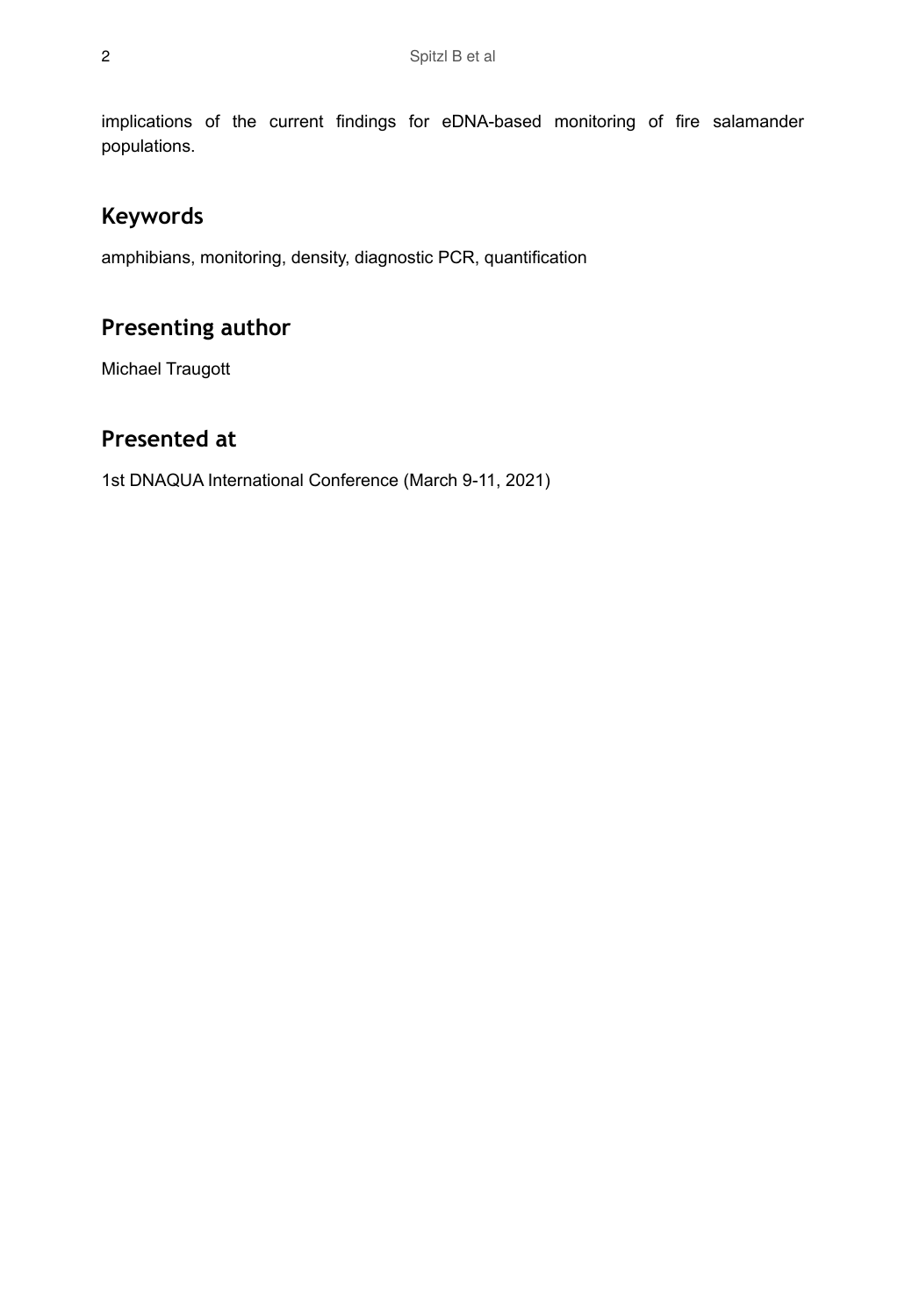implications of the current findings for eDNA-based monitoring of fire salamander populations.

## Keywords

amphibians, monitoring, density, diagnostic PCR, quantification

## Presenting author

Michael Traugott

## Presented at

1st DNAQUA International Conference (March 9-11, 2021)